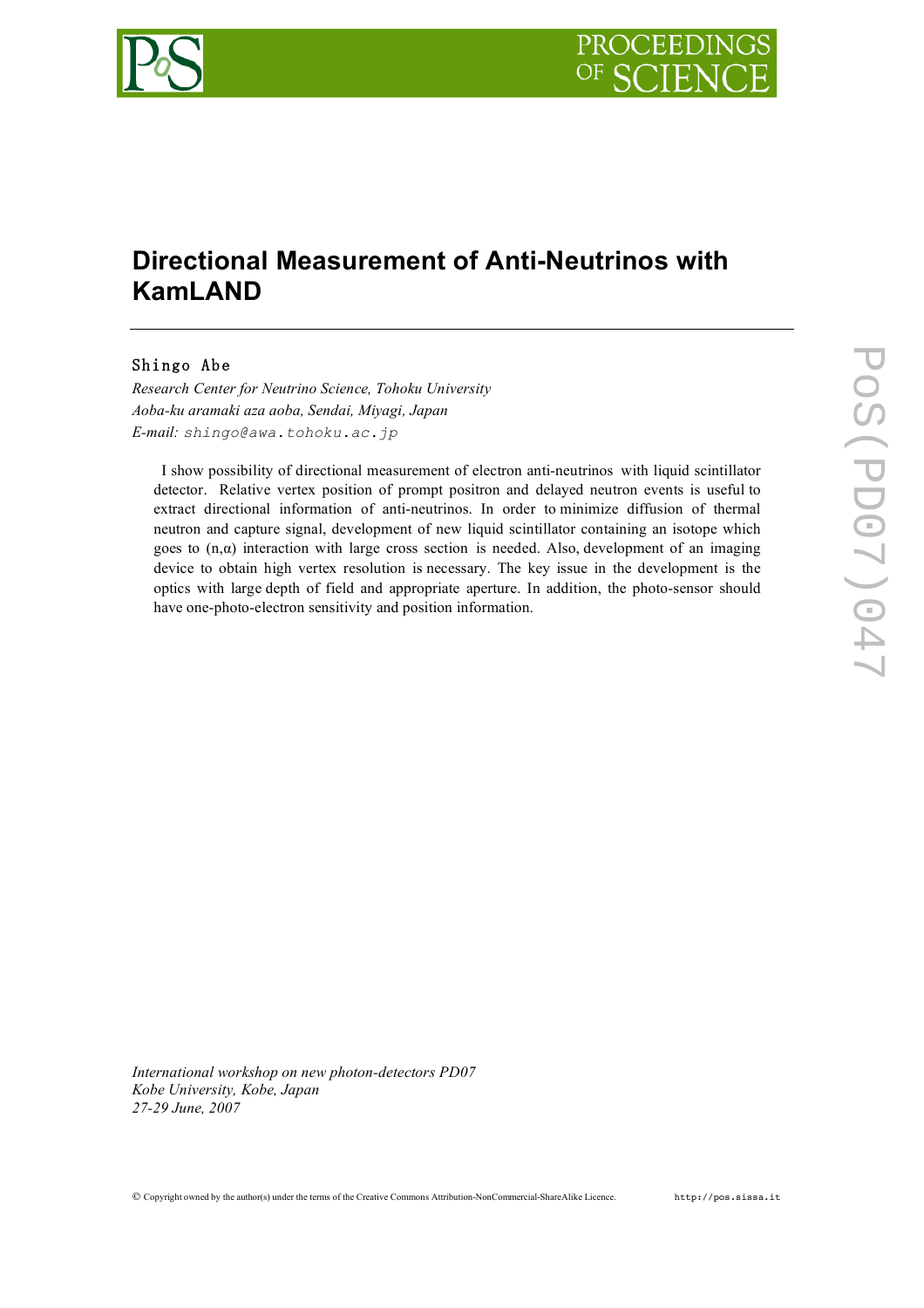# Directional Measurement of Anti-Neutrinos with KamLAND

**Shingo Abe**

*Research Center for Neutrino Science, Tohoku University*
*Aoba-ku aramaki aza aoba, Sendai, Miyagi, Japan*
*E-mail:* shingo@awa.tohoku.ac.jp

I show possibility of directional measurement of electron anti-neutrinos with liquid scintillator detector. Relative vertex position of prompt positron and delayed neutron events is useful to extract directional information of anti-neutrinos. In order to minimize diffusion of thermal neutron and capture signal, development of new liquid scintillator containing an isotope which goes to (n,α) interaction with large cross section is needed. Also, development of an imaging device to obtain high vertex resolution is necessary. The key issue in the development is the optics with large depth of field and appropriate aperture. In addition, the photo-sensor should have one-photo-electron sensitivity and position information.

*International workshop on new photon-detectors PD07*
*Kobe University, Kobe, Japan*
*27-29 June, 2007*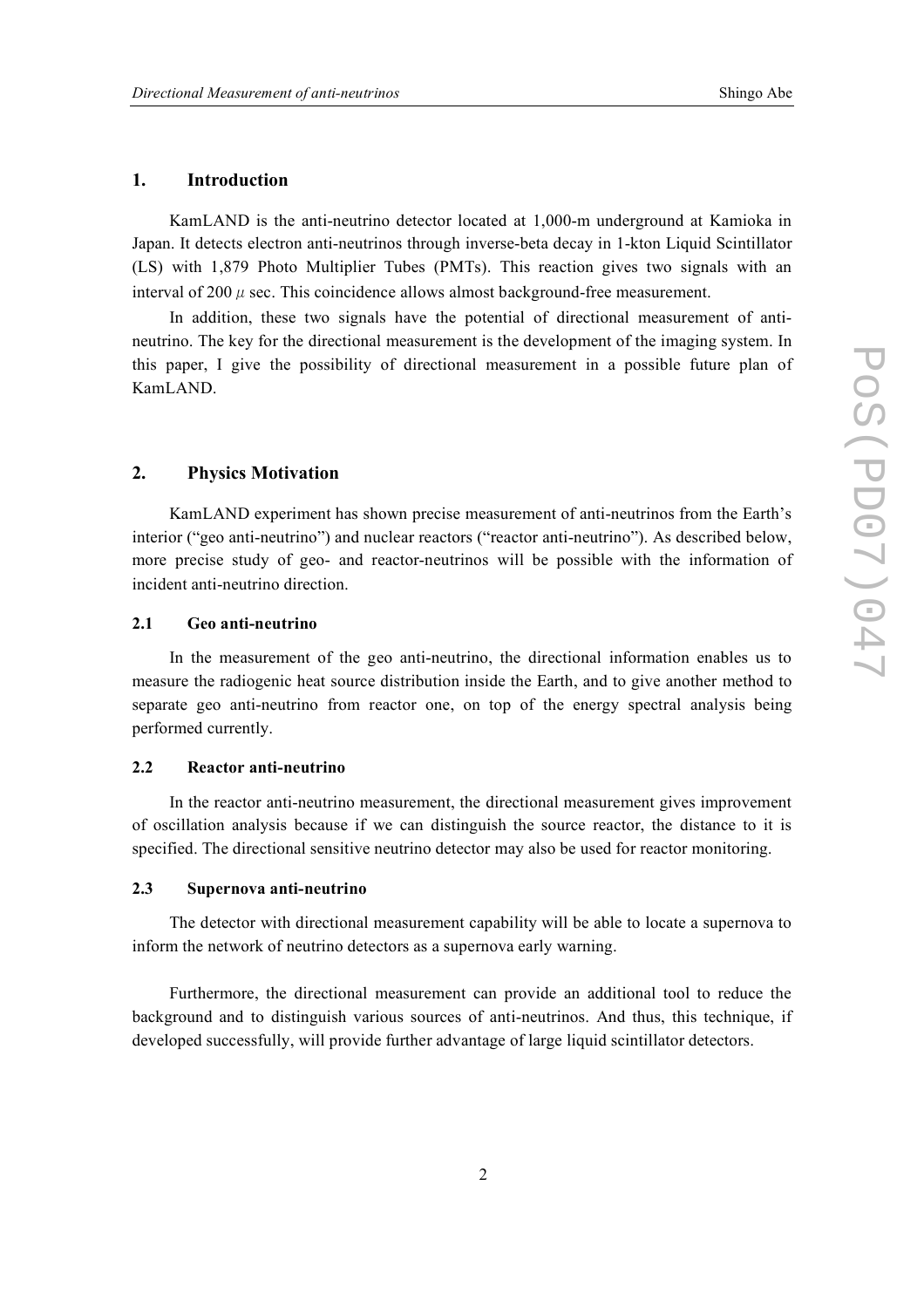## 1. Introduction

KamLAND is the anti-neutrino detector located at 1,000-m underground at Kamioka in Japan. It detects electron anti-neutrinos through inverse-beta decay in 1-kton Liquid Scintillator (LS) with 1,879 Photo Multiplier Tubes (PMTs). This reaction gives two signals with an interval of 200 $\mu$ sec. This coincidence allows almost background-free measurement.

In addition, these two signals have the potential of directional measurement of anti-neutrino. The key for the directional measurement is the development of the imaging system. In this paper, I give the possibility of directional measurement in a possible future plan of KamLAND.

## 2. Physics Motivation

KamLAND experiment has shown precise measurement of anti-neutrinos from the Earth's interior ("geo anti-neutrino") and nuclear reactors ("reactor anti-neutrino"). As described below, more precise study of geo- and reactor-neutrinos will be possible with the information of incident anti-neutrino direction.

### 2.1 Geo anti-neutrino

In the measurement of the geo anti-neutrino, the directional information enables us to measure the radiogenic heat source distribution inside the Earth, and to give another method to separate geo anti-neutrino from reactor one, on top of the energy spectral analysis being performed currently.

### 2.2 Reactor anti-neutrino

In the reactor anti-neutrino measurement, the directional measurement gives improvement of oscillation analysis because if we can distinguish the source reactor, the distance to it is specified. The directional sensitive neutrino detector may also be used for reactor monitoring.

### 2.3 Supernova anti-neutrino

The detector with directional measurement capability will be able to locate a supernova to inform the network of neutrino detectors as a supernova early warning.

Furthermore, the directional measurement can provide an additional tool to reduce the background and to distinguish various sources of anti-neutrinos. And thus, this technique, if developed successfully, will provide further advantage of large liquid scintillator detectors.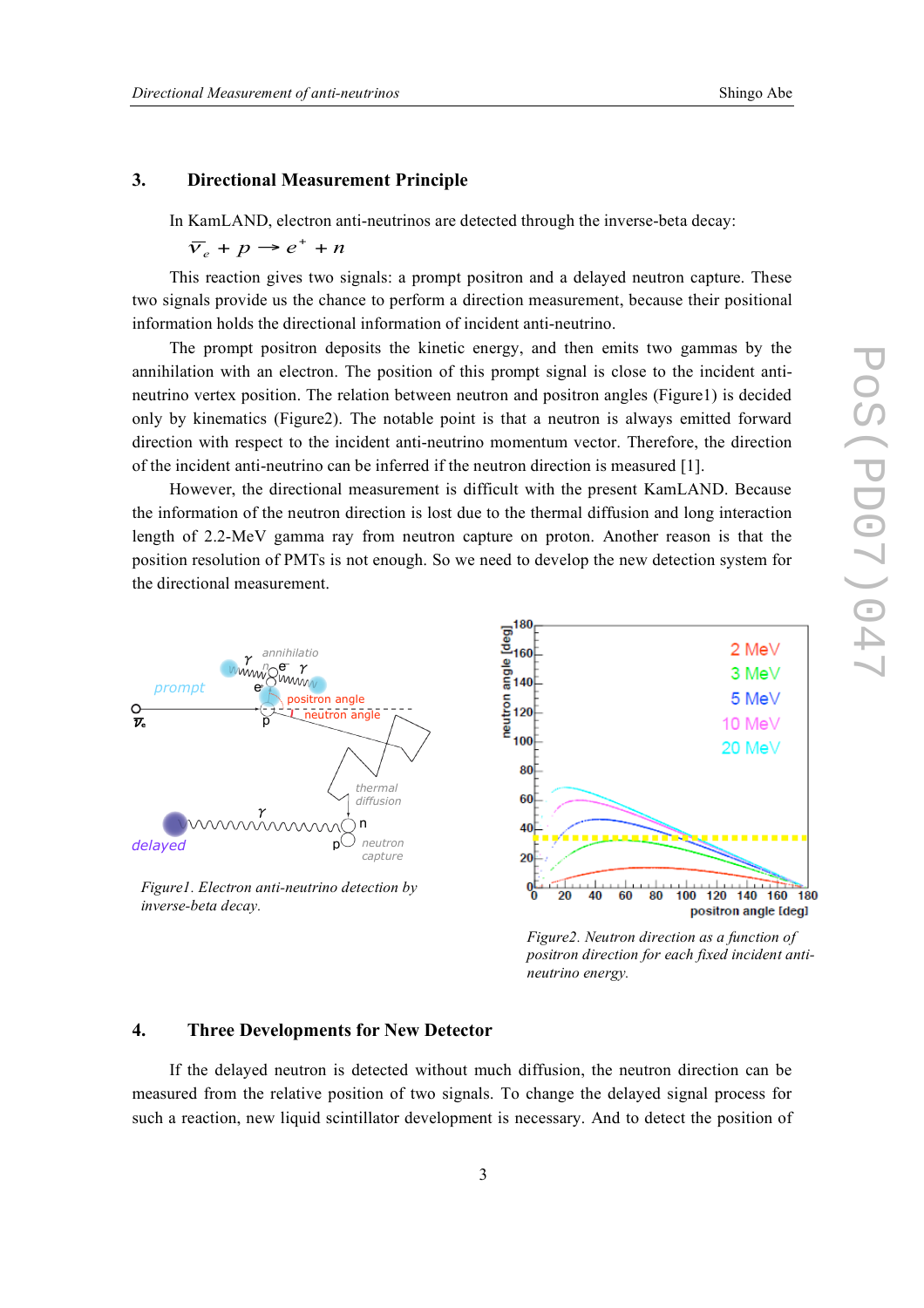## 3. Directional Measurement Principle

In KamLAND, electron anti-neutrinos are detected through the inverse-beta decay:

$$\bar{\nu}_e + p \rightarrow e^+ + n$$

This reaction gives two signals: a prompt positron and a delayed neutron capture. These two signals provide us the chance to perform a direction measurement, because their positional information holds the directional information of incident anti-neutrino.

The prompt positron deposits the kinetic energy, and then emits two gammas by the annihilation with an electron. The position of this prompt signal is close to the incident anti-neutrino vertex position. The relation between neutron and positron angles (Figure1) is decided only by kinematics (Figure2). The notable point is that a neutron is always emitted forward direction with respect to the incident anti-neutrino momentum vector. Therefore, the direction of the incident anti-neutrino can be inferred if the neutron direction is measured [1].

However, the directional measurement is difficult with the present KamLAND. Because the information of the neutron direction is lost due to the thermal diffusion and long interaction length of 2.2-MeV gamma ray from neutron capture on proton. Another reason is that the position resolution of PMTs is not enough. So we need to develop the new detection system for the directional measurement.

*Figure1. Electron anti-neutrino detection by inverse-beta decay.*

*Figure2. Neutron direction as a function of positron direction for each fixed incident anti-neutrino energy.*

## 4. Three Developments for New Detector

If the delayed neutron is detected without much diffusion, the neutron direction can be measured from the relative position of two signals. To change the delayed signal process for such a reaction, new liquid scintillator development is necessary. And to detect the position of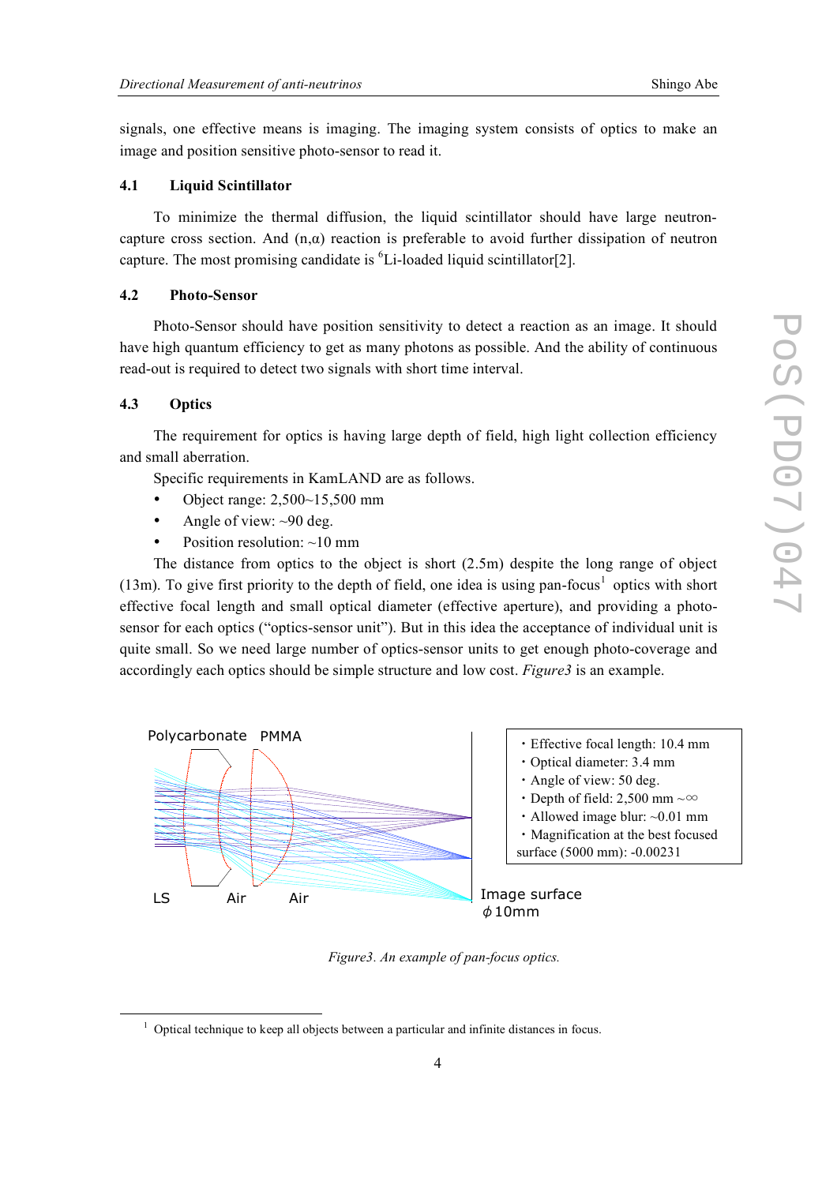signals, one effective means is imaging. The imaging system consists of optics to make an image and position sensitive photo-sensor to read it.

### 4.1 Liquid Scintillator

To minimize the thermal diffusion, the liquid scintillator should have large neutron-capture cross section. And (n,α) reaction is preferable to avoid further dissipation of neutron capture. The most promising candidate is $^{6}$Li-loaded liquid scintillator[2].

### 4.2 Photo-Sensor

Photo-Sensor should have position sensitivity to detect a reaction as an image. It should have high quantum efficiency to get as many photons as possible. And the ability of continuous read-out is required to detect two signals with short time interval.

### 4.3 Optics

The requirement for optics is having large depth of field, high light collection efficiency and small aberration.

Specific requirements in KamLAND are as follows.

- Object range: 2,500~15,500 mm
- Angle of view: ~90 deg.
- Position resolution: ~10 mm

The distance from optics to the object is short (2.5m) despite the long range of object (13m). To give first priority to the depth of field, one idea is using pan-focus[1] optics with short effective focal length and small optical diameter (effective aperture), and providing a photo-sensor for each optics ("optics-sensor unit"). But in this idea the acceptance of individual unit is quite small. So we need large number of optics-sensor units to get enough photo-coverage and accordingly each optics should be simple structure and low cost. *Figure3* is an example.

Polycarbonate PMMA

LS Air Air

Image surface ϕ10mm

- Effective focal length: 10.4 mm
- Optical diameter: 3.4 mm
- Angle of view: 50 deg.
- Depth of field: 2,500 mm ~∞
- Allowed image blur: ~0.01 mm
- Magnification at the best focused surface (5000 mm): -0.00231

*Figure3. An example of pan-focus optics.*

[1] Optical technique to keep all objects between a particular and infinite distances in focus.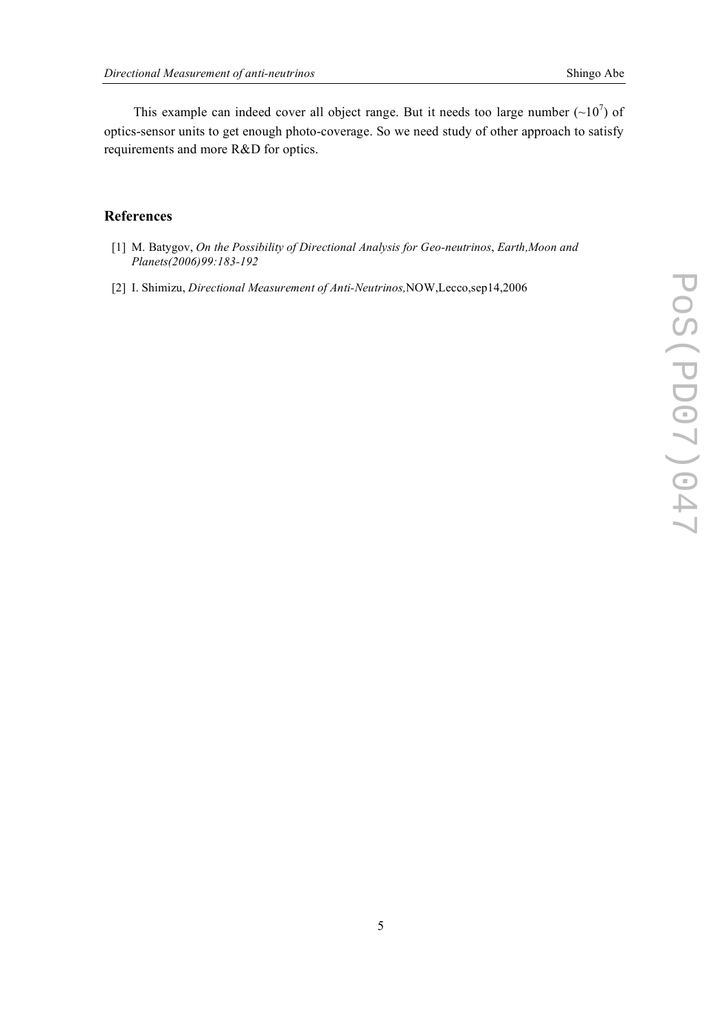This example can indeed cover all object range. But it needs too large number ($\sim 10^7$) of optics-sensor units to get enough photo-coverage. So we need study of other approach to satisfy requirements and more R&D for optics.

## References

[1] M. Batygov, *On the Possibility of Directional Analysis for Geo-neutrinos*, *Earth,Moon and Planets(2006)99:183-192*

[2] I. Shimizu, *Directional Measurement of Anti-Neutrinos,* NOW,Lecco,sep14,2006